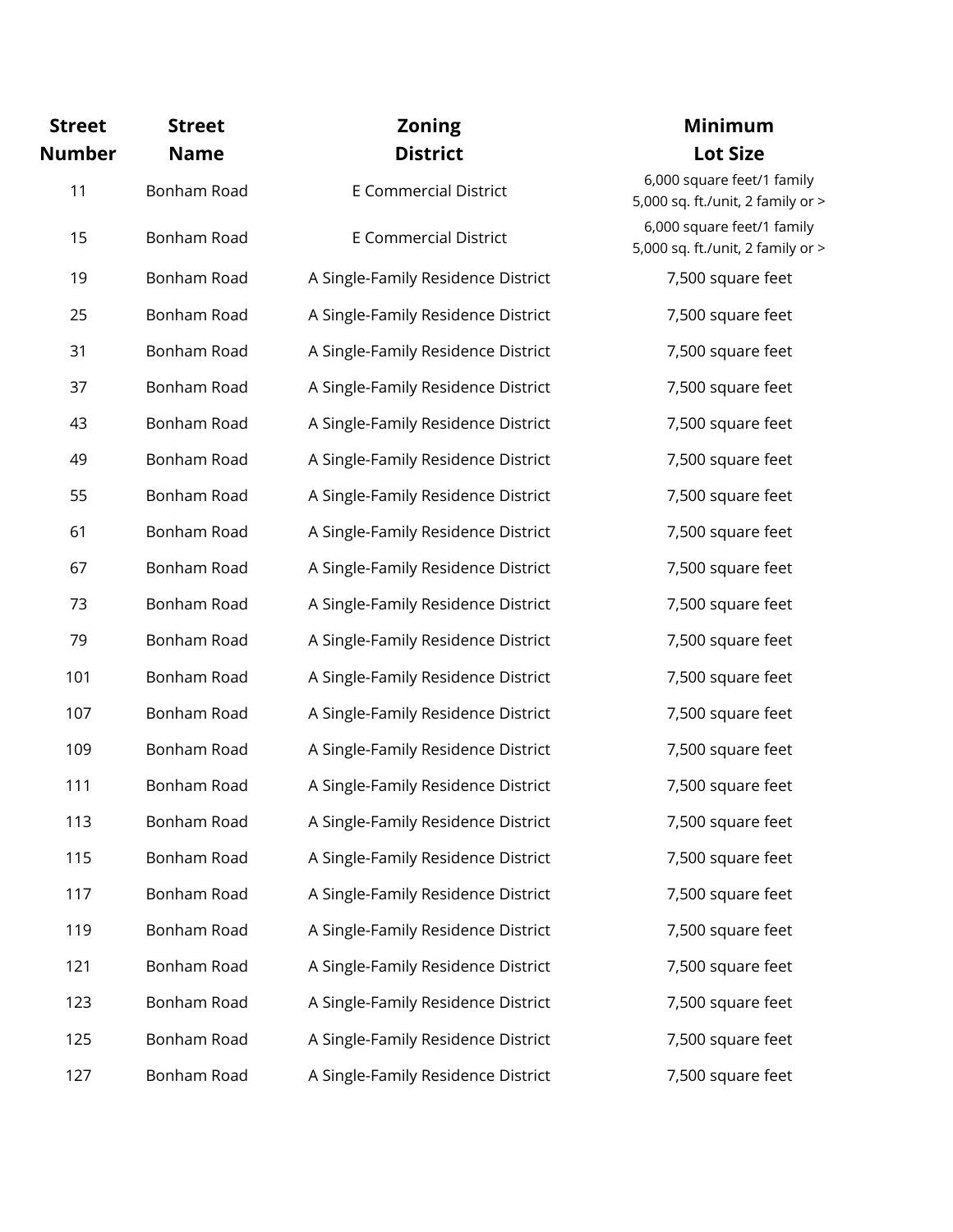| Street Number | Street Name | Zoning District | Minimum Lot Size |
|---|---|---|---|
| 11 | Bonham Road | E Commercial District | 6,000 square feet/1 family 5,000 sq. ft./unit, 2 family or > |
| 15 | Bonham Road | E Commercial District | 6,000 square feet/1 family 5,000 sq. ft./unit, 2 family or > |
| 19 | Bonham Road | A Single-Family Residence District | 7,500 square feet |
| 25 | Bonham Road | A Single-Family Residence District | 7,500 square feet |
| 31 | Bonham Road | A Single-Family Residence District | 7,500 square feet |
| 37 | Bonham Road | A Single-Family Residence District | 7,500 square feet |
| 43 | Bonham Road | A Single-Family Residence District | 7,500 square feet |
| 49 | Bonham Road | A Single-Family Residence District | 7,500 square feet |
| 55 | Bonham Road | A Single-Family Residence District | 7,500 square feet |
| 61 | Bonham Road | A Single-Family Residence District | 7,500 square feet |
| 67 | Bonham Road | A Single-Family Residence District | 7,500 square feet |
| 73 | Bonham Road | A Single-Family Residence District | 7,500 square feet |
| 79 | Bonham Road | A Single-Family Residence District | 7,500 square feet |
| 101 | Bonham Road | A Single-Family Residence District | 7,500 square feet |
| 107 | Bonham Road | A Single-Family Residence District | 7,500 square feet |
| 109 | Bonham Road | A Single-Family Residence District | 7,500 square feet |
| 111 | Bonham Road | A Single-Family Residence District | 7,500 square feet |
| 113 | Bonham Road | A Single-Family Residence District | 7,500 square feet |
| 115 | Bonham Road | A Single-Family Residence District | 7,500 square feet |
| 117 | Bonham Road | A Single-Family Residence District | 7,500 square feet |
| 119 | Bonham Road | A Single-Family Residence District | 7,500 square feet |
| 121 | Bonham Road | A Single-Family Residence District | 7,500 square feet |
| 123 | Bonham Road | A Single-Family Residence District | 7,500 square feet |
| 125 | Bonham Road | A Single-Family Residence District | 7,500 square feet |
| 127 | Bonham Road | A Single-Family Residence District | 7,500 square feet |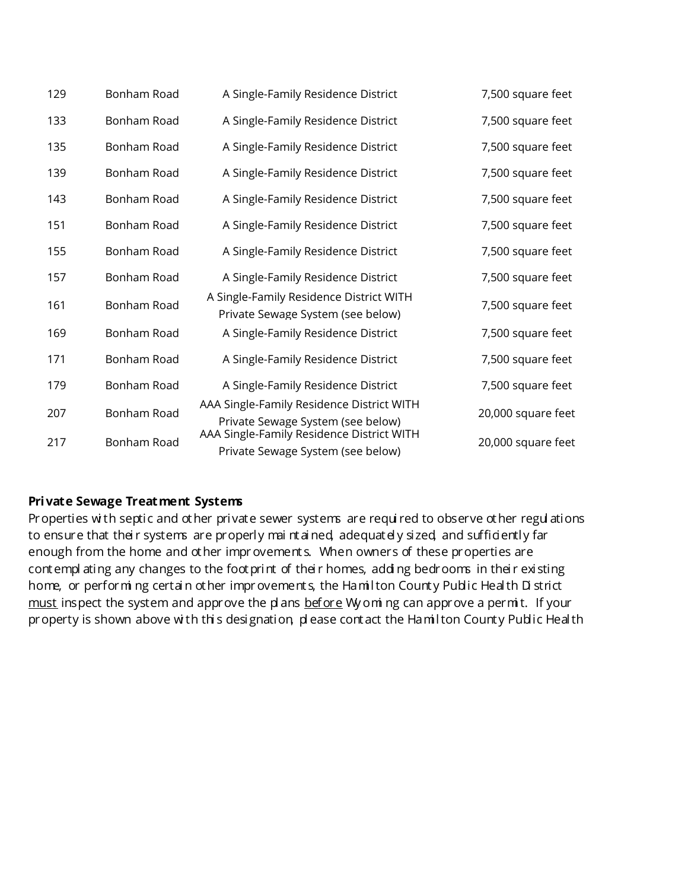| | | | |
|---|---|---|---|
| 129 | Bonham Road | A Single-Family Residence District | 7,500 square feet |
| 133 | Bonham Road | A Single-Family Residence District | 7,500 square feet |
| 135 | Bonham Road | A Single-Family Residence District | 7,500 square feet |
| 139 | Bonham Road | A Single-Family Residence District | 7,500 square feet |
| 143 | Bonham Road | A Single-Family Residence District | 7,500 square feet |
| 151 | Bonham Road | A Single-Family Residence District | 7,500 square feet |
| 155 | Bonham Road | A Single-Family Residence District | 7,500 square feet |
| 157 | Bonham Road | A Single-Family Residence District | 7,500 square feet |
| 161 | Bonham Road | A Single-Family Residence District WITH Private Sewage System (see below) | 7,500 square feet |
| 169 | Bonham Road | A Single-Family Residence District | 7,500 square feet |
| 171 | Bonham Road | A Single-Family Residence District | 7,500 square feet |
| 179 | Bonham Road | A Single-Family Residence District | 7,500 square feet |
| 207 | Bonham Road | AAA Single-Family Residence District WITH Private Sewage System (see below) | 20,000 square feet |
| 217 | Bonham Road | AAA Single-Family Residence District WITH Private Sewage System (see below) | 20,000 square feet |

**Private Sewage Treatment Systems**

Properties with septic and other private sewer systems are required to observe other regulations to ensure that their systems are properly maintained, adequately sized, and sufficiently far enough from the home and other improvements. When owners of these properties are contemplating any changes to the footprint of their homes, adding bedrooms in their existing home, or performing certain other improvements, the Hamilton County Public Health District must inspect the system and approve the plans before Wyoming can approve a permit. If your property is shown above with this designation, please contact the Hamilton County Public Health